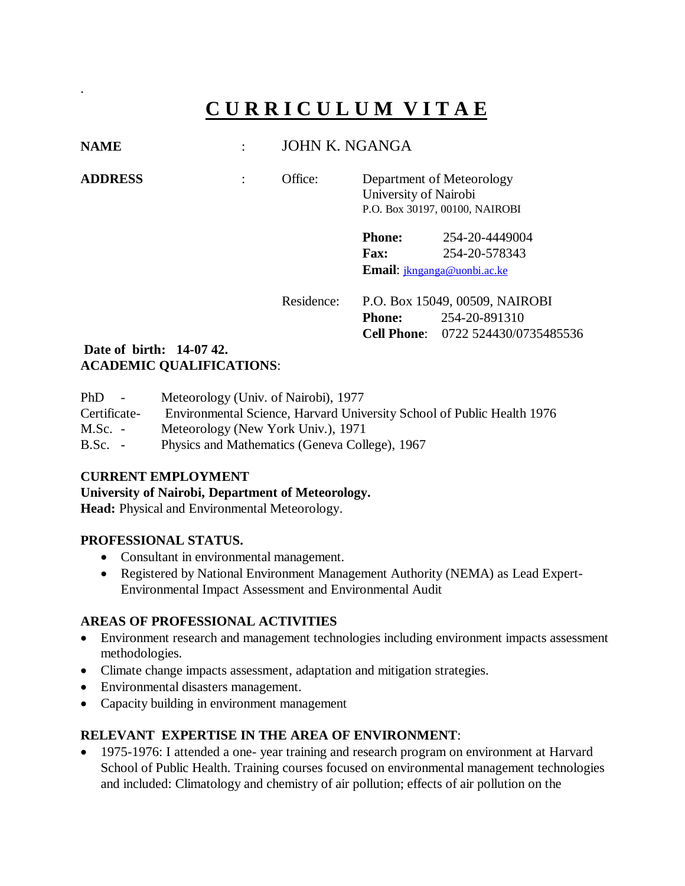# CURRICULUM VITAE

**NAME** : JOHN K. NGANGA

**ADDRESS** : Office: Department of Meteorology
University of Nairobi
P.O. Box 30197, 00100, NAIROBI

**Phone:** 254-20-4449004
**Fax:** 254-20-578343
**Email**: jknganga@uonbi.ac.ke

Residence: P.O. Box 15049, 00509, NAIROBI
**Phone:** 254-20-891310
**Cell Phone**: 0722 524430/0735485536

**Date of birth: 14-07 42.**

**ACADEMIC QUALIFICATIONS**:

PhD - Meteorology (Univ. of Nairobi), 1977
Certificate- Environmental Science, Harvard University School of Public Health 1976
M.Sc. - Meteorology (New York Univ.), 1971
B.Sc. - Physics and Mathematics (Geneva College), 1967

**CURRENT EMPLOYMENT**

**University of Nairobi, Department of Meteorology.**

**Head:** Physical and Environmental Meteorology.

**PROFESSIONAL STATUS.**

- Consultant in environmental management.
- Registered by National Environment Management Authority (NEMA) as Lead Expert-Environmental Impact Assessment and Environmental Audit

**AREAS OF PROFESSIONAL ACTIVITIES**

- Environment research and management technologies including environment impacts assessment methodologies.
- Climate change impacts assessment, adaptation and mitigation strategies.
- Environmental disasters management.
- Capacity building in environment management

**RELEVANT EXPERTISE IN THE AREA OF ENVIRONMENT**:

- 1975-1976: I attended a one- year training and research program on environment at Harvard School of Public Health. Training courses focused on environmental management technologies and included: Climatology and chemistry of air pollution; effects of air pollution on the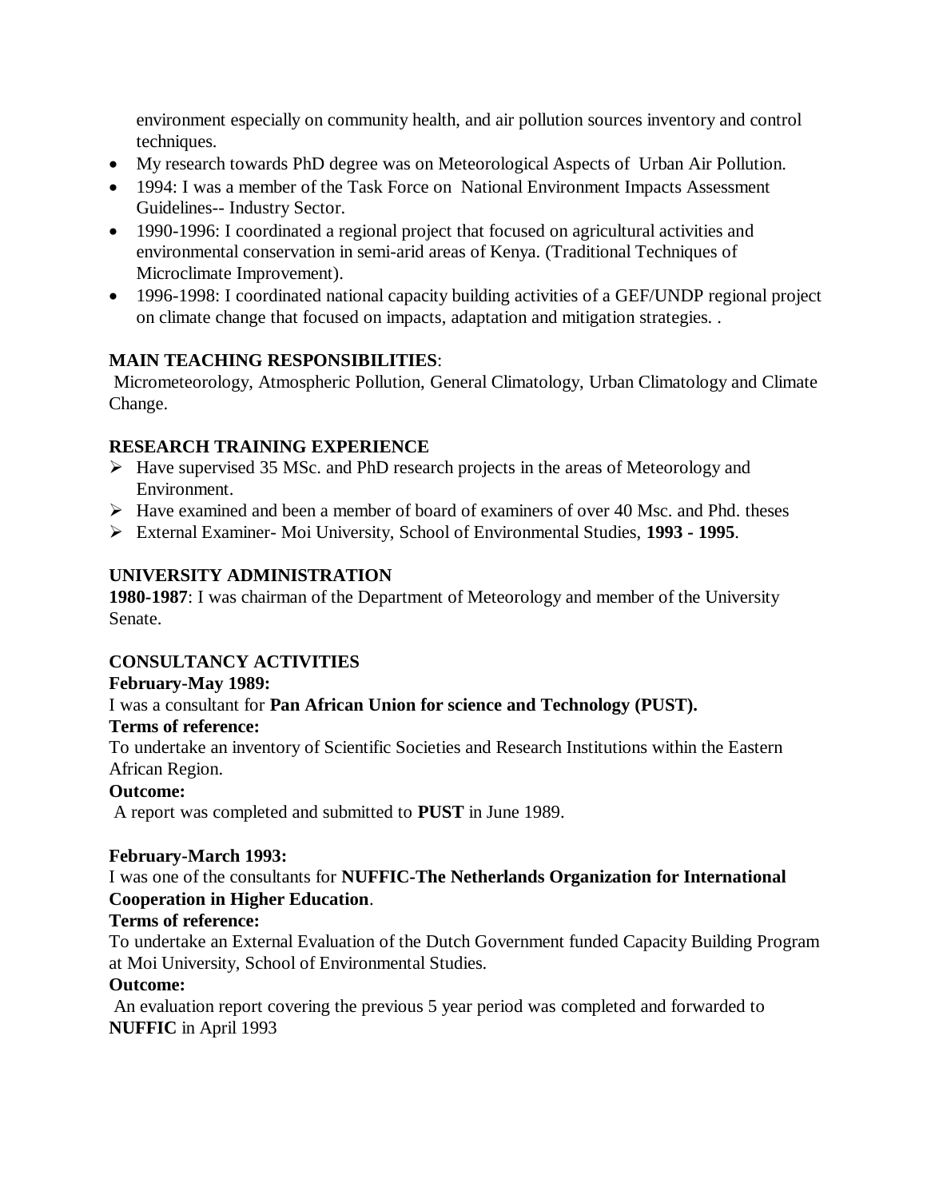environment especially on community health, and air pollution sources inventory and control techniques.

- My research towards PhD degree was on Meteorological Aspects of Urban Air Pollution.
- 1994: I was a member of the Task Force on National Environment Impacts Assessment Guidelines-- Industry Sector.
- 1990-1996: I coordinated a regional project that focused on agricultural activities and environmental conservation in semi-arid areas of Kenya. (Traditional Techniques of Microclimate Improvement).
- 1996-1998: I coordinated national capacity building activities of a GEF/UNDP regional project on climate change that focused on impacts, adaptation and mitigation strategies. .

**MAIN TEACHING RESPONSIBILITIES**:

Micrometeorology, Atmospheric Pollution, General Climatology, Urban Climatology and Climate Change.

**RESEARCH TRAINING EXPERIENCE**

- Have supervised 35 MSc. and PhD research projects in the areas of Meteorology and Environment.
- Have examined and been a member of board of examiners of over 40 Msc. and Phd. theses
- External Examiner- Moi University, School of Environmental Studies, **1993 - 1995**.

**UNIVERSITY ADMINISTRATION**

**1980-1987**: I was chairman of the Department of Meteorology and member of the University Senate.

**CONSULTANCY ACTIVITIES**

**February-May 1989:**

I was a consultant for **Pan African Union for science and Technology (PUST).**

**Terms of reference:**

To undertake an inventory of Scientific Societies and Research Institutions within the Eastern African Region.

**Outcome:**

A report was completed and submitted to **PUST** in June 1989.

**February-March 1993:**

I was one of the consultants for **NUFFIC-The Netherlands Organization for International Cooperation in Higher Education**.

**Terms of reference:**

To undertake an External Evaluation of the Dutch Government funded Capacity Building Program at Moi University, School of Environmental Studies.

**Outcome:**

An evaluation report covering the previous 5 year period was completed and forwarded to **NUFFIC** in April 1993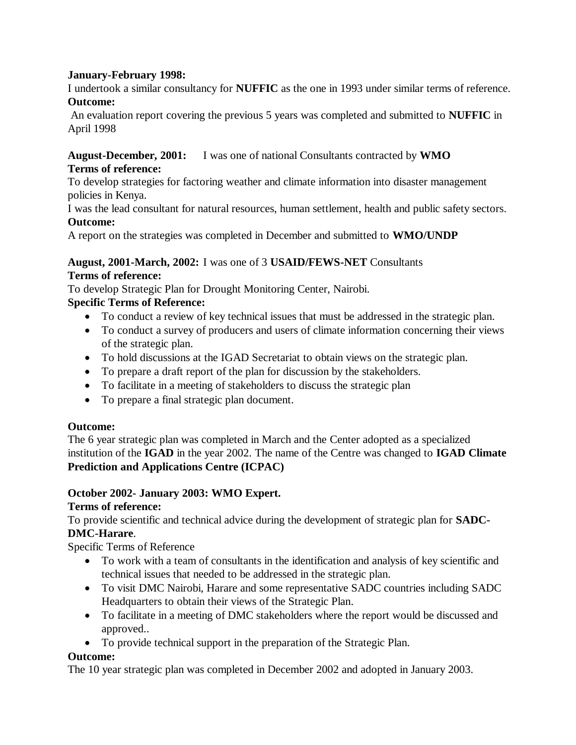**January-February 1998:**

I undertook a similar consultancy for **NUFFIC** as the one in 1993 under similar terms of reference.

**Outcome:**

An evaluation report covering the previous 5 years was completed and submitted to **NUFFIC** in April 1998

**August-December, 2001:** I was one of national Consultants contracted by **WMO**

**Terms of reference:**

To develop strategies for factoring weather and climate information into disaster management policies in Kenya.

I was the lead consultant for natural resources, human settlement, health and public safety sectors.

**Outcome:**

A report on the strategies was completed in December and submitted to **WMO/UNDP**

**August, 2001-March, 2002:** I was one of 3 **USAID/FEWS-NET** Consultants

**Terms of reference:**

To develop Strategic Plan for Drought Monitoring Center, Nairobi.

**Specific Terms of Reference:**

- To conduct a review of key technical issues that must be addressed in the strategic plan.
- To conduct a survey of producers and users of climate information concerning their views of the strategic plan.
- To hold discussions at the IGAD Secretariat to obtain views on the strategic plan.
- To prepare a draft report of the plan for discussion by the stakeholders.
- To facilitate in a meeting of stakeholders to discuss the strategic plan
- To prepare a final strategic plan document.

**Outcome:**

The 6 year strategic plan was completed in March and the Center adopted as a specialized institution of the **IGAD** in the year 2002. The name of the Centre was changed to **IGAD Climate Prediction and Applications Centre (ICPAC)**

**October 2002- January 2003: WMO Expert.**

**Terms of reference:**

To provide scientific and technical advice during the development of strategic plan for **SADC-DMC-Harare**.

Specific Terms of Reference

- To work with a team of consultants in the identification and analysis of key scientific and technical issues that needed to be addressed in the strategic plan.
- To visit DMC Nairobi, Harare and some representative SADC countries including SADC Headquarters to obtain their views of the Strategic Plan.
- To facilitate in a meeting of DMC stakeholders where the report would be discussed and approved..
- To provide technical support in the preparation of the Strategic Plan.

**Outcome:**

The 10 year strategic plan was completed in December 2002 and adopted in January 2003.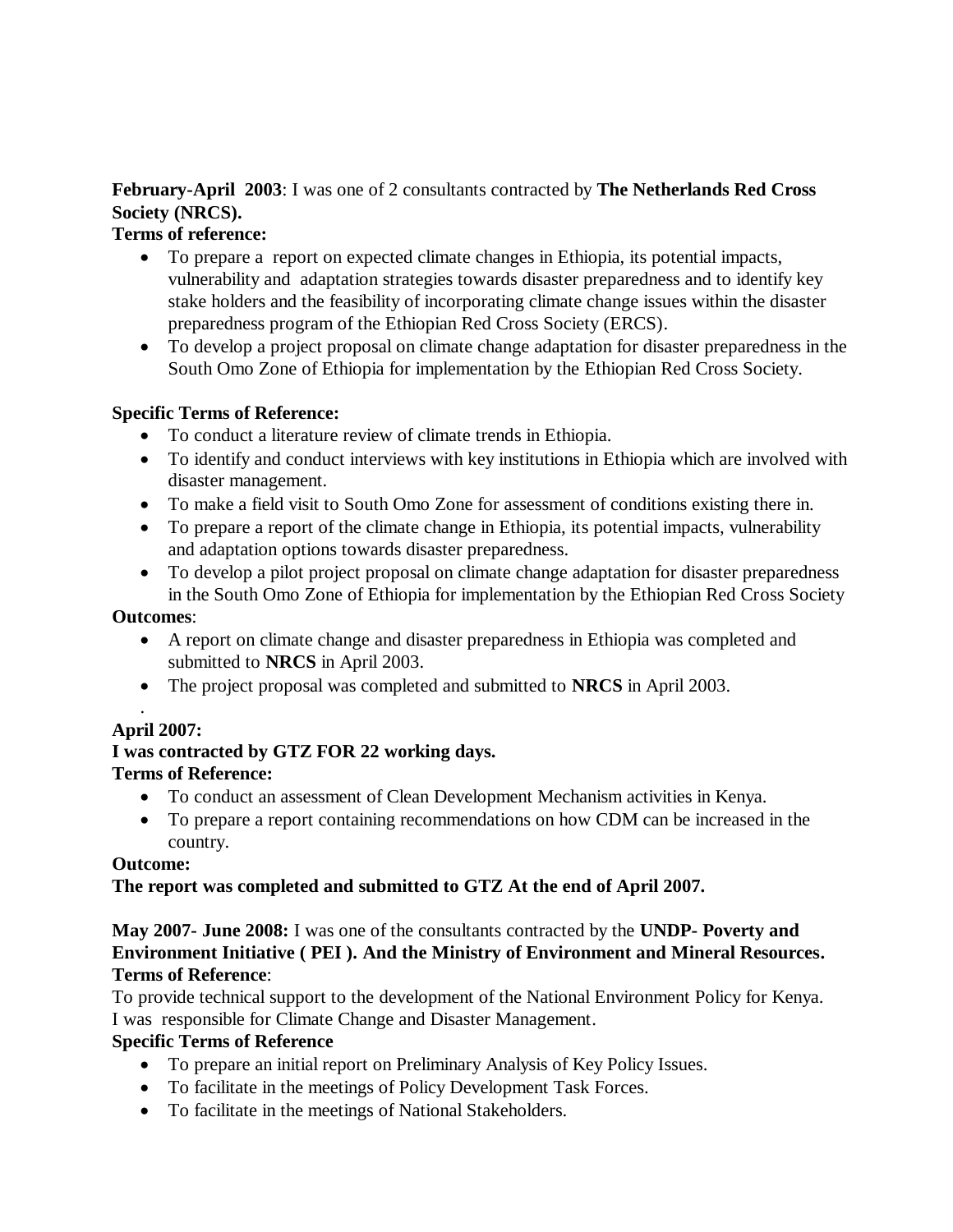**February-April 2003**: I was one of 2 consultants contracted by **The Netherlands Red Cross Society (NRCS).**

**Terms of reference:**

- To prepare a report on expected climate changes in Ethiopia, its potential impacts, vulnerability and adaptation strategies towards disaster preparedness and to identify key stake holders and the feasibility of incorporating climate change issues within the disaster preparedness program of the Ethiopian Red Cross Society (ERCS).
- To develop a project proposal on climate change adaptation for disaster preparedness in the South Omo Zone of Ethiopia for implementation by the Ethiopian Red Cross Society.

**Specific Terms of Reference:**

- To conduct a literature review of climate trends in Ethiopia.
- To identify and conduct interviews with key institutions in Ethiopia which are involved with disaster management.
- To make a field visit to South Omo Zone for assessment of conditions existing there in.
- To prepare a report of the climate change in Ethiopia, its potential impacts, vulnerability and adaptation options towards disaster preparedness.
- To develop a pilot project proposal on climate change adaptation for disaster preparedness in the South Omo Zone of Ethiopia for implementation by the Ethiopian Red Cross Society

**Outcomes**:

- A report on climate change and disaster preparedness in Ethiopia was completed and submitted to **NRCS** in April 2003.
- The project proposal was completed and submitted to **NRCS** in April 2003.

.

**April 2007:**

**I was contracted by GTZ FOR 22 working days.**

**Terms of Reference:**

- To conduct an assessment of Clean Development Mechanism activities in Kenya.
- To prepare a report containing recommendations on how CDM can be increased in the country.

**Outcome:**

**The report was completed and submitted to GTZ At the end of April 2007.**

**May 2007- June 2008:** I was one of the consultants contracted by the **UNDP- Poverty and Environment Initiative ( PEI ). And the Ministry of Environment and Mineral Resources.**

**Terms of Reference**:

To provide technical support to the development of the National Environment Policy for Kenya. I was responsible for Climate Change and Disaster Management.

**Specific Terms of Reference**

- To prepare an initial report on Preliminary Analysis of Key Policy Issues.
- To facilitate in the meetings of Policy Development Task Forces.
- To facilitate in the meetings of National Stakeholders.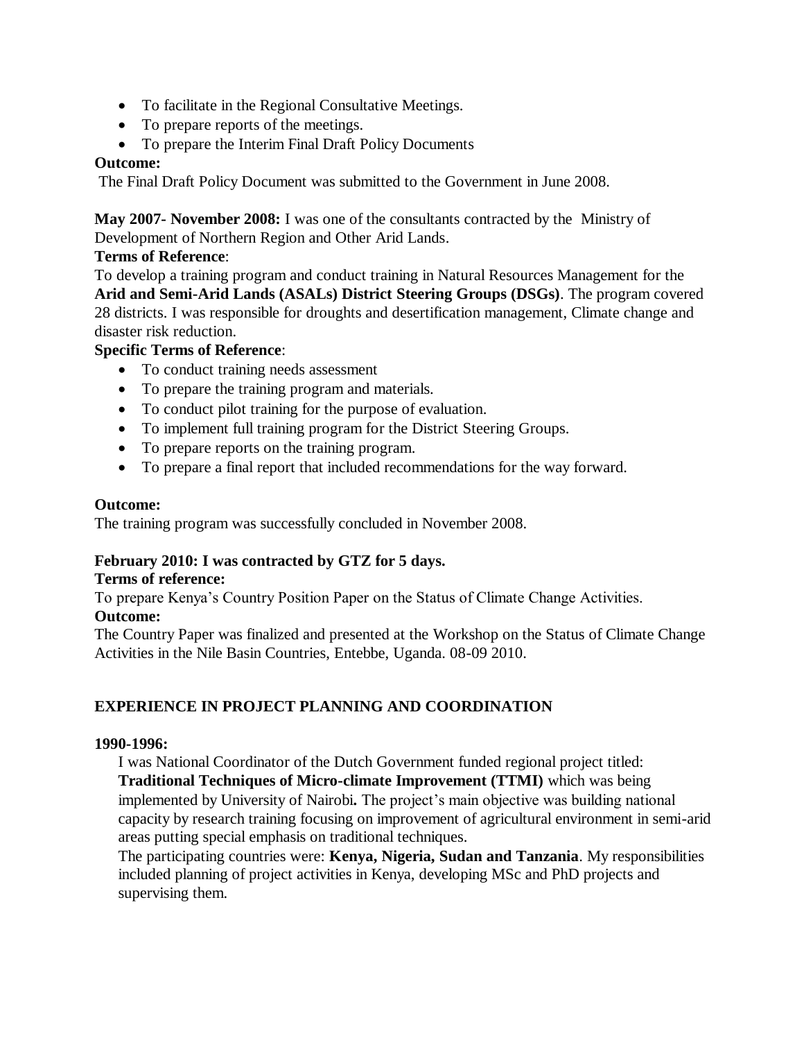- To facilitate in the Regional Consultative Meetings.
- To prepare reports of the meetings.
- To prepare the Interim Final Draft Policy Documents

**Outcome:**

The Final Draft Policy Document was submitted to the Government in June 2008.

**May 2007- November 2008:** I was one of the consultants contracted by the Ministry of Development of Northern Region and Other Arid Lands.

**Terms of Reference**:

To develop a training program and conduct training in Natural Resources Management for the **Arid and Semi-Arid Lands (ASALs) District Steering Groups (DSGs)**. The program covered 28 districts. I was responsible for droughts and desertification management, Climate change and disaster risk reduction.

**Specific Terms of Reference**:

- To conduct training needs assessment
- To prepare the training program and materials.
- To conduct pilot training for the purpose of evaluation.
- To implement full training program for the District Steering Groups.
- To prepare reports on the training program.
- To prepare a final report that included recommendations for the way forward.

**Outcome:**

The training program was successfully concluded in November 2008.

**February 2010: I was contracted by GTZ for 5 days.**

**Terms of reference:**

To prepare Kenya's Country Position Paper on the Status of Climate Change Activities.

**Outcome:**

The Country Paper was finalized and presented at the Workshop on the Status of Climate Change Activities in the Nile Basin Countries, Entebbe, Uganda. 08-09 2010.

## EXPERIENCE IN PROJECT PLANNING AND COORDINATION

**1990-1996:**

I was National Coordinator of the Dutch Government funded regional project titled: **Traditional Techniques of Micro-climate Improvement (TTMI)** which was being implemented by University of Nairobi**.** The project's main objective was building national capacity by research training focusing on improvement of agricultural environment in semi-arid areas putting special emphasis on traditional techniques.

The participating countries were: **Kenya, Nigeria, Sudan and Tanzania**. My responsibilities included planning of project activities in Kenya, developing MSc and PhD projects and supervising them.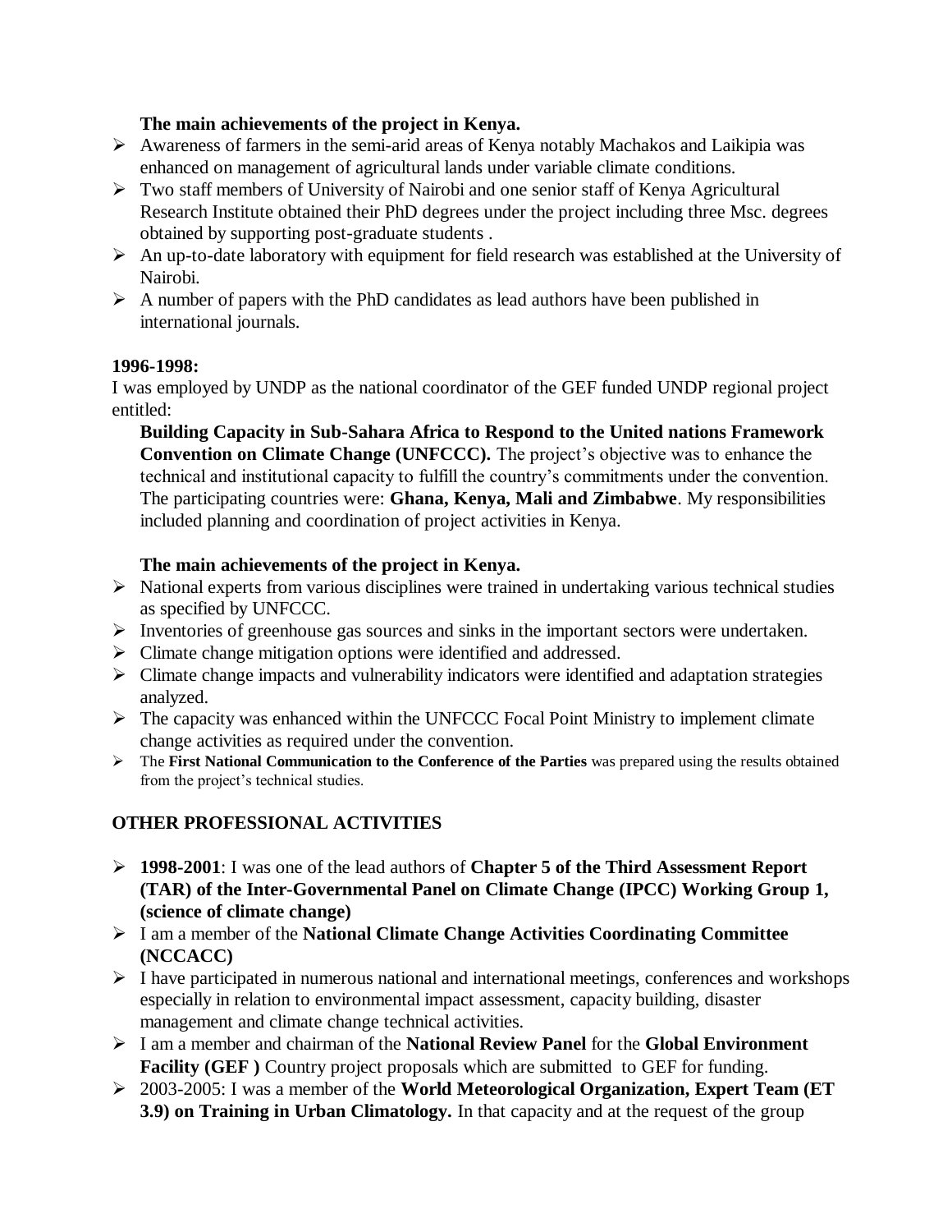**The main achievements of the project in Kenya.**

- Awareness of farmers in the semi-arid areas of Kenya notably Machakos and Laikipia was enhanced on management of agricultural lands under variable climate conditions.
- Two staff members of University of Nairobi and one senior staff of Kenya Agricultural Research Institute obtained their PhD degrees under the project including three Msc. degrees obtained by supporting post-graduate students .
- An up-to-date laboratory with equipment for field research was established at the University of Nairobi.
- A number of papers with the PhD candidates as lead authors have been published in international journals.

**1996-1998:**

I was employed by UNDP as the national coordinator of the GEF funded UNDP regional project entitled:

**Building Capacity in Sub-Sahara Africa to Respond to the United nations Framework Convention on Climate Change (UNFCCC).** The project's objective was to enhance the technical and institutional capacity to fulfill the country's commitments under the convention. The participating countries were: **Ghana, Kenya, Mali and Zimbabwe**. My responsibilities included planning and coordination of project activities in Kenya.

**The main achievements of the project in Kenya.**

- National experts from various disciplines were trained in undertaking various technical studies as specified by UNFCCC.
- Inventories of greenhouse gas sources and sinks in the important sectors were undertaken.
- Climate change mitigation options were identified and addressed.
- Climate change impacts and vulnerability indicators were identified and adaptation strategies analyzed.
- The capacity was enhanced within the UNFCCC Focal Point Ministry to implement climate change activities as required under the convention.
- The **First National Communication to the Conference of the Parties** was prepared using the results obtained from the project's technical studies.

## OTHER PROFESSIONAL ACTIVITIES

- **1998-2001**: I was one of the lead authors of **Chapter 5 of the Third Assessment Report (TAR) of the Inter-Governmental Panel on Climate Change (IPCC) Working Group 1, (science of climate change)**
- I am a member of the **National Climate Change Activities Coordinating Committee (NCCACC)**
- I have participated in numerous national and international meetings, conferences and workshops especially in relation to environmental impact assessment, capacity building, disaster management and climate change technical activities.
- I am a member and chairman of the **National Review Panel** for the **Global Environment Facility (GEF )** Country project proposals which are submitted to GEF for funding.
- 2003-2005: I was a member of the **World Meteorological Organization, Expert Team (ET 3.9) on Training in Urban Climatology.** In that capacity and at the request of the group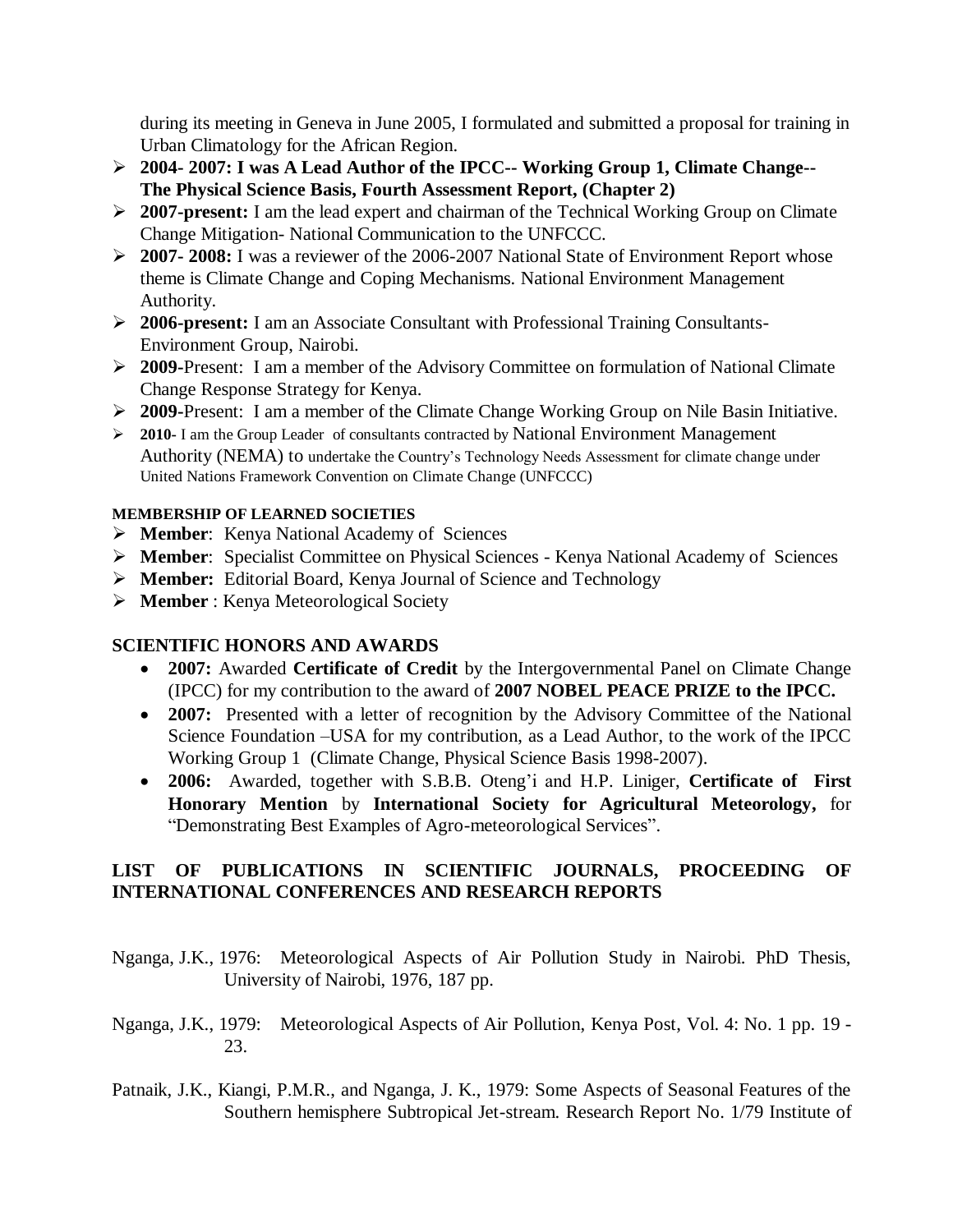during its meeting in Geneva in June 2005, I formulated and submitted a proposal for training in Urban Climatology for the African Region.

- **2004- 2007: I was A Lead Author of the IPCC-- Working Group 1, Climate Change-- The Physical Science Basis, Fourth Assessment Report, (Chapter 2)**
- **2007-present:** I am the lead expert and chairman of the Technical Working Group on Climate Change Mitigation- National Communication to the UNFCCC.
- **2007- 2008:** I was a reviewer of the 2006-2007 National State of Environment Report whose theme is Climate Change and Coping Mechanisms. National Environment Management Authority.
- **2006-present:** I am an Associate Consultant with Professional Training Consultants- Environment Group, Nairobi.
- **2009-**Present: I am a member of the Advisory Committee on formulation of National Climate Change Response Strategy for Kenya.
- **2009-**Present: I am a member of the Climate Change Working Group on Nile Basin Initiative.
- **2010-** I am the Group Leader of consultants contracted by National Environment Management Authority (NEMA) to undertake the Country's Technology Needs Assessment for climate change under United Nations Framework Convention on Climate Change (UNFCCC)

**MEMBERSHIP OF LEARNED SOCIETIES**

- **Member**: Kenya National Academy of Sciences
- **Member**: Specialist Committee on Physical Sciences - Kenya National Academy of Sciences
- **Member:** Editorial Board, Kenya Journal of Science and Technology
- **Member** : Kenya Meteorological Society

## SCIENTIFIC HONORS AND AWARDS

- **2007:** Awarded **Certificate of Credit** by the Intergovernmental Panel on Climate Change (IPCC) for my contribution to the award of **2007 NOBEL PEACE PRIZE to the IPCC.**
- **2007:** Presented with a letter of recognition by the Advisory Committee of the National Science Foundation –USA for my contribution, as a Lead Author, to the work of the IPCC Working Group 1 (Climate Change, Physical Science Basis 1998-2007).
- **2006:** Awarded, together with S.B.B. Oteng'i and H.P. Liniger, **Certificate of First Honorary Mention** by **International Society for Agricultural Meteorology,** for "Demonstrating Best Examples of Agro-meteorological Services".

## LIST OF PUBLICATIONS IN SCIENTIFIC JOURNALS, PROCEEDING OF INTERNATIONAL CONFERENCES AND RESEARCH REPORTS

Nganga, J.K., 1976: Meteorological Aspects of Air Pollution Study in Nairobi. PhD Thesis, University of Nairobi, 1976, 187 pp.

Nganga, J.K., 1979: Meteorological Aspects of Air Pollution, Kenya Post, Vol. 4: No. 1 pp. 19 - 23.

Patnaik, J.K., Kiangi, P.M.R., and Nganga, J. K., 1979: Some Aspects of Seasonal Features of the Southern hemisphere Subtropical Jet-stream. Research Report No. 1/79 Institute of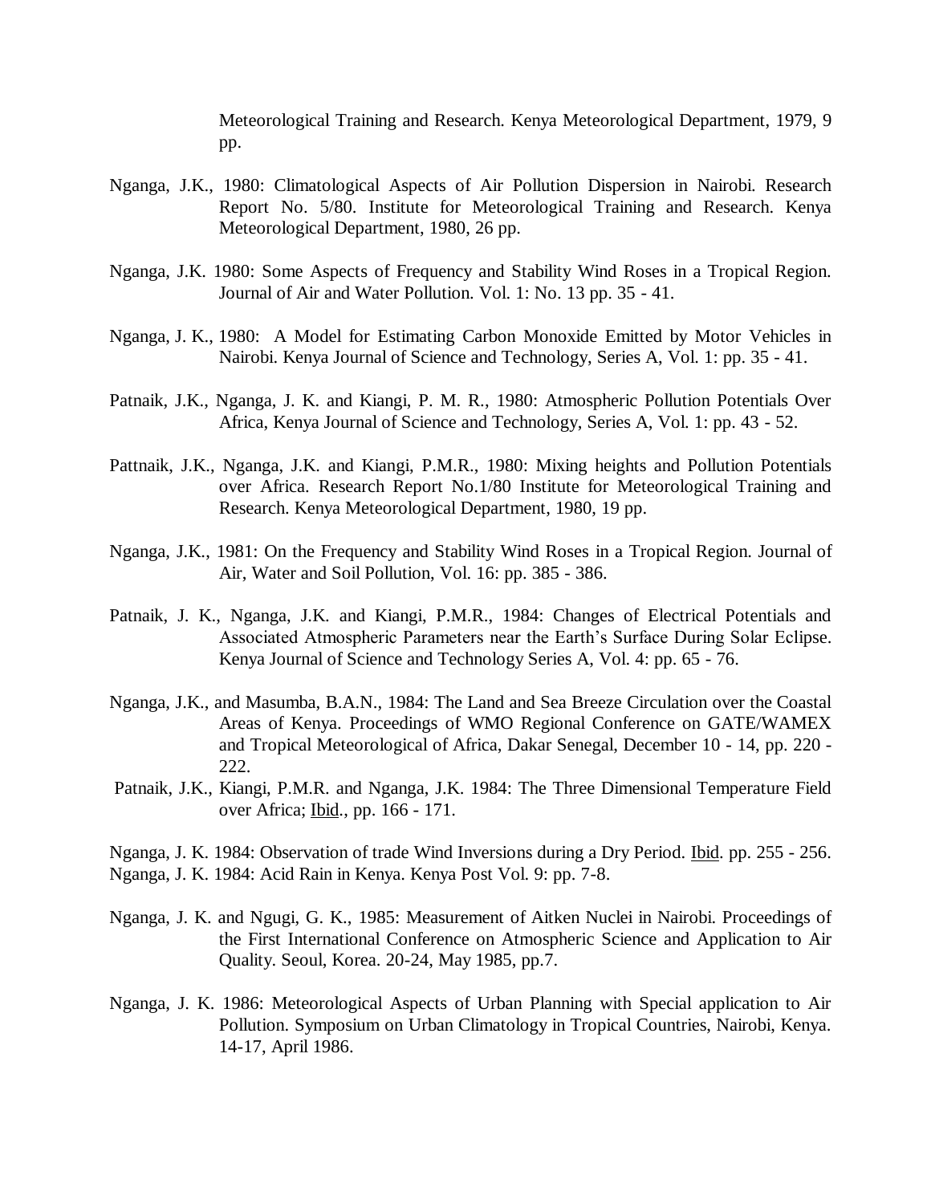Meteorological Training and Research. Kenya Meteorological Department, 1979, 9 pp.

Nganga, J.K., 1980: Climatological Aspects of Air Pollution Dispersion in Nairobi. Research Report No. 5/80. Institute for Meteorological Training and Research. Kenya Meteorological Department, 1980, 26 pp.

Nganga, J.K. 1980: Some Aspects of Frequency and Stability Wind Roses in a Tropical Region. Journal of Air and Water Pollution. Vol. 1: No. 13 pp. 35 - 41.

Nganga, J. K., 1980: A Model for Estimating Carbon Monoxide Emitted by Motor Vehicles in Nairobi. Kenya Journal of Science and Technology, Series A, Vol. 1: pp. 35 - 41.

Patnaik, J.K., Nganga, J. K. and Kiangi, P. M. R., 1980: Atmospheric Pollution Potentials Over Africa, Kenya Journal of Science and Technology, Series A, Vol. 1: pp. 43 - 52.

Pattnaik, J.K., Nganga, J.K. and Kiangi, P.M.R., 1980: Mixing heights and Pollution Potentials over Africa. Research Report No.1/80 Institute for Meteorological Training and Research. Kenya Meteorological Department, 1980, 19 pp.

Nganga, J.K., 1981: On the Frequency and Stability Wind Roses in a Tropical Region. Journal of Air, Water and Soil Pollution, Vol. 16: pp. 385 - 386.

Patnaik, J. K., Nganga, J.K. and Kiangi, P.M.R., 1984: Changes of Electrical Potentials and Associated Atmospheric Parameters near the Earth's Surface During Solar Eclipse. Kenya Journal of Science and Technology Series A, Vol. 4: pp. 65 - 76.

Nganga, J.K., and Masumba, B.A.N., 1984: The Land and Sea Breeze Circulation over the Coastal Areas of Kenya. Proceedings of WMO Regional Conference on GATE/WAMEX and Tropical Meteorological of Africa, Dakar Senegal, December 10 - 14, pp. 220 - 222.

Patnaik, J.K., Kiangi, P.M.R. and Nganga, J.K. 1984: The Three Dimensional Temperature Field over Africa; Ibid., pp. 166 - 171.

Nganga, J. K. 1984: Observation of trade Wind Inversions during a Dry Period. Ibid. pp. 255 - 256.

Nganga, J. K. 1984: Acid Rain in Kenya. Kenya Post Vol. 9: pp. 7-8.

Nganga, J. K. and Ngugi, G. K., 1985: Measurement of Aitken Nuclei in Nairobi. Proceedings of the First International Conference on Atmospheric Science and Application to Air Quality. Seoul, Korea. 20-24, May 1985, pp.7.

Nganga, J. K. 1986: Meteorological Aspects of Urban Planning with Special application to Air Pollution. Symposium on Urban Climatology in Tropical Countries, Nairobi, Kenya. 14-17, April 1986.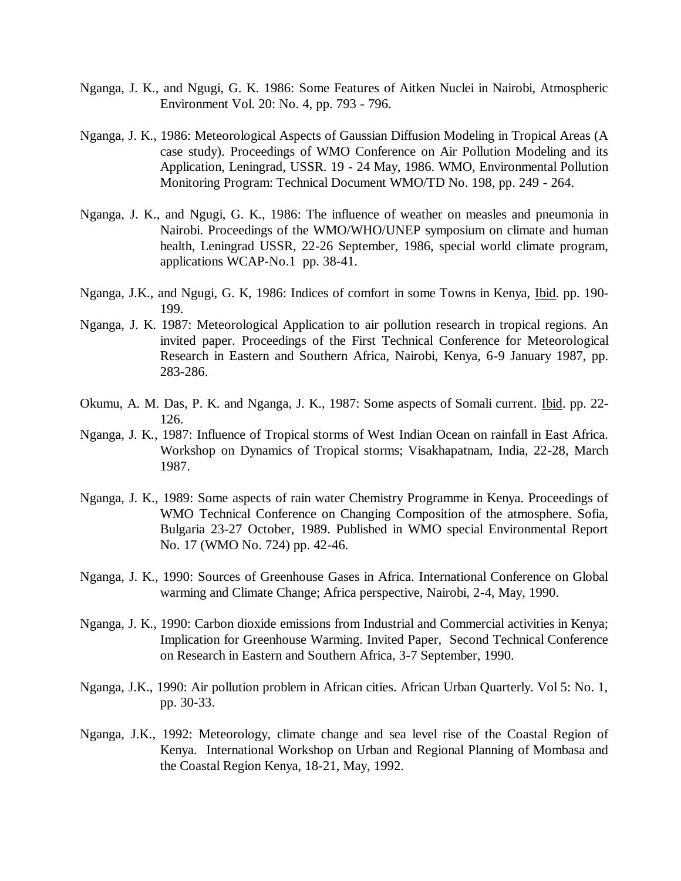Nganga, J. K., and Ngugi, G. K. 1986: Some Features of Aitken Nuclei in Nairobi, Atmospheric Environment Vol. 20: No. 4, pp. 793 - 796.

Nganga, J. K., 1986: Meteorological Aspects of Gaussian Diffusion Modeling in Tropical Areas (A case study). Proceedings of WMO Conference on Air Pollution Modeling and its Application, Leningrad, USSR. 19 - 24 May, 1986. WMO, Environmental Pollution Monitoring Program: Technical Document WMO/TD No. 198, pp. 249 - 264.

Nganga, J. K., and Ngugi, G. K., 1986: The influence of weather on measles and pneumonia in Nairobi. Proceedings of the WMO/WHO/UNEP symposium on climate and human health, Leningrad USSR, 22-26 September, 1986, special world climate program, applications WCAP-No.1 pp. 38-41.

Nganga, J.K., and Ngugi, G. K, 1986: Indices of comfort in some Towns in Kenya, Ibid. pp. 190-199.

Nganga, J. K. 1987: Meteorological Application to air pollution research in tropical regions. An invited paper. Proceedings of the First Technical Conference for Meteorological Research in Eastern and Southern Africa, Nairobi, Kenya, 6-9 January 1987, pp. 283-286.

Okumu, A. M. Das, P. K. and Nganga, J. K., 1987: Some aspects of Somali current. Ibid. pp. 22-126.

Nganga, J. K., 1987: Influence of Tropical storms of West Indian Ocean on rainfall in East Africa. Workshop on Dynamics of Tropical storms; Visakhapatnam, India, 22-28, March 1987.

Nganga, J. K., 1989: Some aspects of rain water Chemistry Programme in Kenya. Proceedings of WMO Technical Conference on Changing Composition of the atmosphere. Sofia, Bulgaria 23-27 October, 1989. Published in WMO special Environmental Report No. 17 (WMO No. 724) pp. 42-46.

Nganga, J. K., 1990: Sources of Greenhouse Gases in Africa. International Conference on Global warming and Climate Change; Africa perspective, Nairobi, 2-4, May, 1990.

Nganga, J. K., 1990: Carbon dioxide emissions from Industrial and Commercial activities in Kenya; Implication for Greenhouse Warming. Invited Paper, Second Technical Conference on Research in Eastern and Southern Africa, 3-7 September, 1990.

Nganga, J.K., 1990: Air pollution problem in African cities. African Urban Quarterly. Vol 5: No. 1, pp. 30-33.

Nganga, J.K., 1992: Meteorology, climate change and sea level rise of the Coastal Region of Kenya. International Workshop on Urban and Regional Planning of Mombasa and the Coastal Region Kenya, 18-21, May, 1992.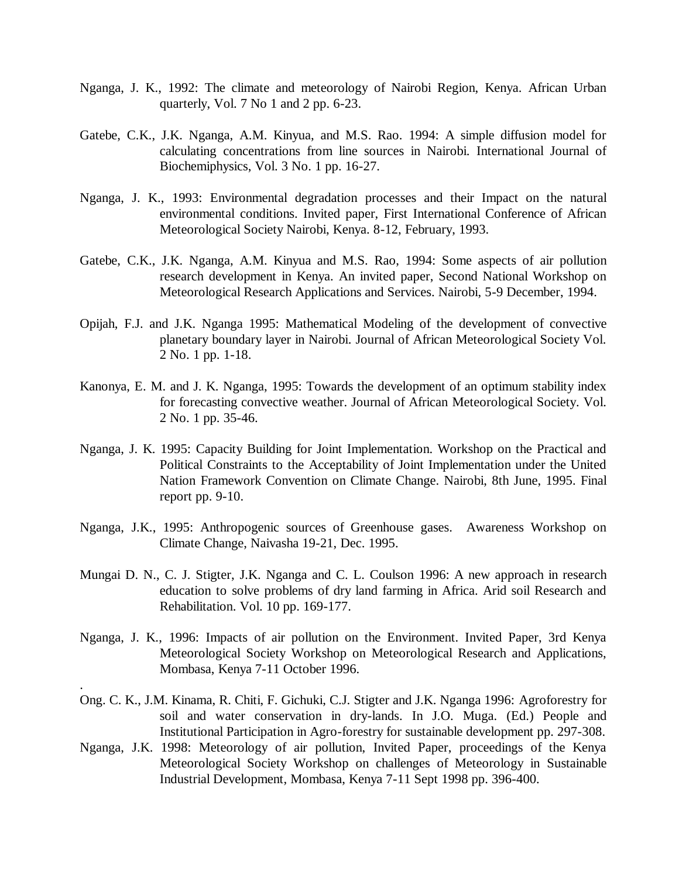Nganga, J. K., 1992: The climate and meteorology of Nairobi Region, Kenya. African Urban quarterly, Vol. 7 No 1 and 2 pp. 6-23.

Gatebe, C.K., J.K. Nganga, A.M. Kinyua, and M.S. Rao. 1994: A simple diffusion model for calculating concentrations from line sources in Nairobi. International Journal of Biochemiphysics, Vol. 3 No. 1 pp. 16-27.

Nganga, J. K., 1993: Environmental degradation processes and their Impact on the natural environmental conditions. Invited paper, First International Conference of African Meteorological Society Nairobi, Kenya. 8-12, February, 1993.

Gatebe, C.K., J.K. Nganga, A.M. Kinyua and M.S. Rao, 1994: Some aspects of air pollution research development in Kenya. An invited paper, Second National Workshop on Meteorological Research Applications and Services. Nairobi, 5-9 December, 1994.

Opijah, F.J. and J.K. Nganga 1995: Mathematical Modeling of the development of convective planetary boundary layer in Nairobi. Journal of African Meteorological Society Vol. 2 No. 1 pp. 1-18.

Kanonya, E. M. and J. K. Nganga, 1995: Towards the development of an optimum stability index for forecasting convective weather. Journal of African Meteorological Society. Vol. 2 No. 1 pp. 35-46.

Nganga, J. K. 1995: Capacity Building for Joint Implementation. Workshop on the Practical and Political Constraints to the Acceptability of Joint Implementation under the United Nation Framework Convention on Climate Change. Nairobi, 8th June, 1995. Final report pp. 9-10.

Nganga, J.K., 1995: Anthropogenic sources of Greenhouse gases. Awareness Workshop on Climate Change, Naivasha 19-21, Dec. 1995.

Mungai D. N., C. J. Stigter, J.K. Nganga and C. L. Coulson 1996: A new approach in research education to solve problems of dry land farming in Africa. Arid soil Research and Rehabilitation. Vol. 10 pp. 169-177.

Nganga, J. K., 1996: Impacts of air pollution on the Environment. Invited Paper, 3rd Kenya Meteorological Society Workshop on Meteorological Research and Applications, Mombasa, Kenya 7-11 October 1996.

.

Ong. C. K., J.M. Kinama, R. Chiti, F. Gichuki, C.J. Stigter and J.K. Nganga 1996: Agroforestry for soil and water conservation in dry-lands. In J.O. Muga. (Ed.) People and Institutional Participation in Agro-forestry for sustainable development pp. 297-308.

Nganga, J.K. 1998: Meteorology of air pollution, Invited Paper, proceedings of the Kenya Meteorological Society Workshop on challenges of Meteorology in Sustainable Industrial Development, Mombasa, Kenya 7-11 Sept 1998 pp. 396-400.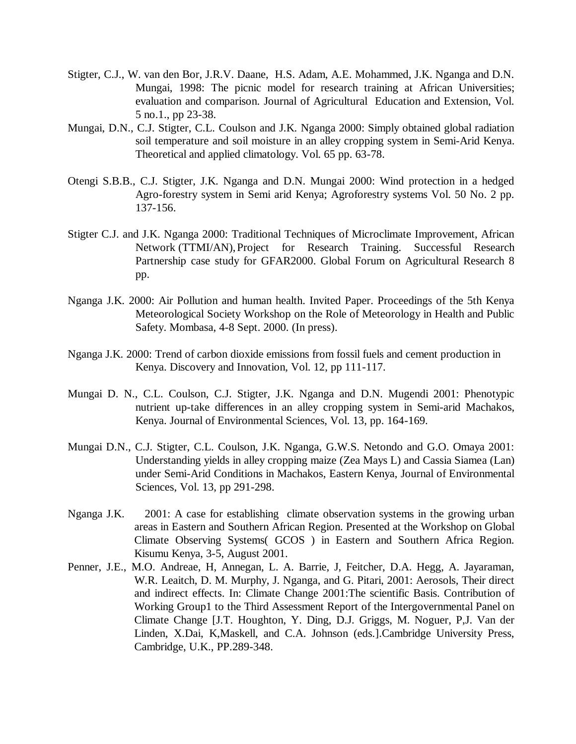Stigter, C.J., W. van den Bor, J.R.V. Daane, H.S. Adam, A.E. Mohammed, J.K. Nganga and D.N. Mungai, 1998: The picnic model for research training at African Universities; evaluation and comparison. Journal of Agricultural Education and Extension, Vol. 5 no.1., pp 23-38.

Mungai, D.N., C.J. Stigter, C.L. Coulson and J.K. Nganga 2000: Simply obtained global radiation soil temperature and soil moisture in an alley cropping system in Semi-Arid Kenya. Theoretical and applied climatology. Vol. 65 pp. 63-78.

Otengi S.B.B., C.J. Stigter, J.K. Nganga and D.N. Mungai 2000: Wind protection in a hedged Agro-forestry system in Semi arid Kenya; Agroforestry systems Vol. 50 No. 2 pp. 137-156.

Stigter C.J. and J.K. Nganga 2000: Traditional Techniques of Microclimate Improvement, African Network (TTMI/AN), Project for Research Training. Successful Research Partnership case study for GFAR2000. Global Forum on Agricultural Research 8 pp.

Nganga J.K. 2000: Air Pollution and human health. Invited Paper. Proceedings of the 5th Kenya Meteorological Society Workshop on the Role of Meteorology in Health and Public Safety. Mombasa, 4-8 Sept. 2000. (In press).

Nganga J.K. 2000: Trend of carbon dioxide emissions from fossil fuels and cement production in Kenya. Discovery and Innovation, Vol. 12, pp 111-117.

Mungai D. N., C.L. Coulson, C.J. Stigter, J.K. Nganga and D.N. Mugendi 2001: Phenotypic nutrient up-take differences in an alley cropping system in Semi-arid Machakos, Kenya. Journal of Environmental Sciences, Vol. 13, pp. 164-169.

Mungai D.N., C.J. Stigter, C.L. Coulson, J.K. Nganga, G.W.S. Netondo and G.O. Omaya 2001: Understanding yields in alley cropping maize (Zea Mays L) and Cassia Siamea (Lan) under Semi-Arid Conditions in Machakos, Eastern Kenya, Journal of Environmental Sciences, Vol. 13, pp 291-298.

Nganga J.K. 2001: A case for establishing climate observation systems in the growing urban areas in Eastern and Southern African Region. Presented at the Workshop on Global Climate Observing Systems( GCOS ) in Eastern and Southern Africa Region. Kisumu Kenya, 3-5, August 2001.

Penner, J.E., M.O. Andreae, H, Annegan, L. A. Barrie, J, Feitcher, D.A. Hegg, A. Jayaraman, W.R. Leaitch, D. M. Murphy, J. Nganga, and G. Pitari, 2001: Aerosols, Their direct and indirect effects. In: Climate Change 2001:The scientific Basis. Contribution of Working Group1 to the Third Assessment Report of the Intergovernmental Panel on Climate Change [J.T. Houghton, Y. Ding, D.J. Griggs, M. Noguer, P,J. Van der Linden, X.Dai, K,Maskell, and C.A. Johnson (eds.].Cambridge University Press, Cambridge, U.K., PP.289-348.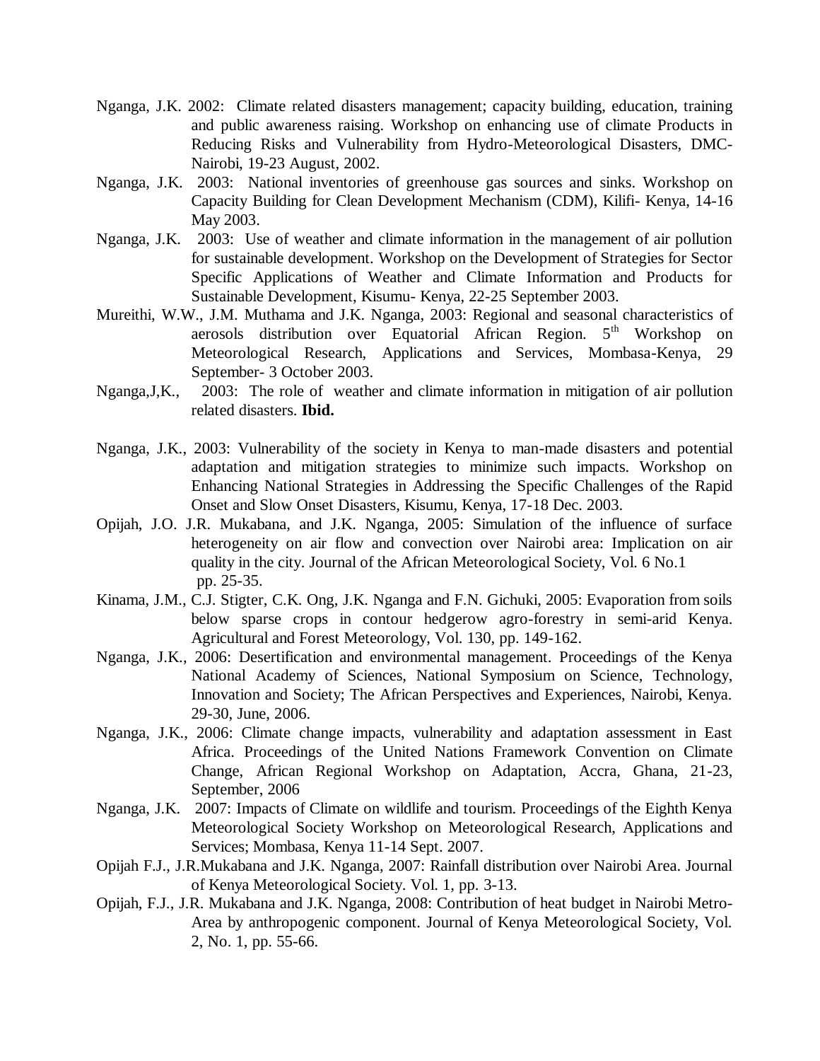Nganga, J.K. 2002: Climate related disasters management; capacity building, education, training and public awareness raising. Workshop on enhancing use of climate Products in Reducing Risks and Vulnerability from Hydro-Meteorological Disasters, DMC- Nairobi, 19-23 August, 2002.

Nganga, J.K. 2003: National inventories of greenhouse gas sources and sinks. Workshop on Capacity Building for Clean Development Mechanism (CDM), Kilifi- Kenya, 14-16 May 2003.

Nganga, J.K. 2003: Use of weather and climate information in the management of air pollution for sustainable development. Workshop on the Development of Strategies for Sector Specific Applications of Weather and Climate Information and Products for Sustainable Development, Kisumu- Kenya, 22-25 September 2003.

Mureithi, W.W., J.M. Muthama and J.K. Nganga, 2003: Regional and seasonal characteristics of aerosols distribution over Equatorial African Region. 5th Workshop on Meteorological Research, Applications and Services, Mombasa-Kenya, 29 September- 3 October 2003.

Nganga,J,K., 2003: The role of weather and climate information in mitigation of air pollution related disasters. **Ibid.**

Nganga, J.K., 2003: Vulnerability of the society in Kenya to man-made disasters and potential adaptation and mitigation strategies to minimize such impacts. Workshop on Enhancing National Strategies in Addressing the Specific Challenges of the Rapid Onset and Slow Onset Disasters, Kisumu, Kenya, 17-18 Dec. 2003.

Opijah, J.O. J.R. Mukabana, and J.K. Nganga, 2005: Simulation of the influence of surface heterogeneity on air flow and convection over Nairobi area: Implication on air quality in the city. Journal of the African Meteorological Society, Vol. 6 No.1 pp. 25-35.

Kinama, J.M., C.J. Stigter, C.K. Ong, J.K. Nganga and F.N. Gichuki, 2005: Evaporation from soils below sparse crops in contour hedgerow agro-forestry in semi-arid Kenya. Agricultural and Forest Meteorology, Vol. 130, pp. 149-162.

Nganga, J.K., 2006: Desertification and environmental management. Proceedings of the Kenya National Academy of Sciences, National Symposium on Science, Technology, Innovation and Society; The African Perspectives and Experiences, Nairobi, Kenya. 29-30, June, 2006.

Nganga, J.K., 2006: Climate change impacts, vulnerability and adaptation assessment in East Africa. Proceedings of the United Nations Framework Convention on Climate Change, African Regional Workshop on Adaptation, Accra, Ghana, 21-23, September, 2006

Nganga, J.K. 2007: Impacts of Climate on wildlife and tourism. Proceedings of the Eighth Kenya Meteorological Society Workshop on Meteorological Research, Applications and Services; Mombasa, Kenya 11-14 Sept. 2007.

Opijah F.J., J.R.Mukabana and J.K. Nganga, 2007: Rainfall distribution over Nairobi Area. Journal of Kenya Meteorological Society. Vol. 1, pp. 3-13.

Opijah, F.J., J.R. Mukabana and J.K. Nganga, 2008: Contribution of heat budget in Nairobi Metro-Area by anthropogenic component. Journal of Kenya Meteorological Society, Vol. 2, No. 1, pp. 55-66.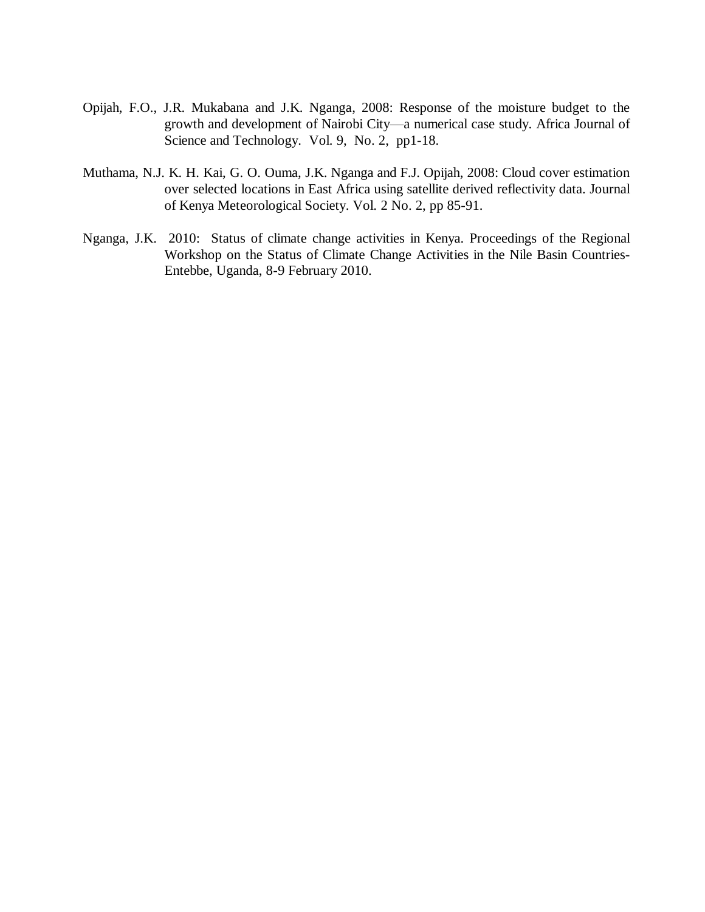Opijah, F.O., J.R. Mukabana and J.K. Nganga, 2008: Response of the moisture budget to the growth and development of Nairobi City—a numerical case study. Africa Journal of Science and Technology. Vol. 9, No. 2, pp1-18.

Muthama, N.J. K. H. Kai, G. O. Ouma, J.K. Nganga and F.J. Opijah, 2008: Cloud cover estimation over selected locations in East Africa using satellite derived reflectivity data. Journal of Kenya Meteorological Society. Vol. 2 No. 2, pp 85-91.

Nganga, J.K. 2010: Status of climate change activities in Kenya. Proceedings of the Regional Workshop on the Status of Climate Change Activities in the Nile Basin Countries-Entebbe, Uganda, 8-9 February 2010.